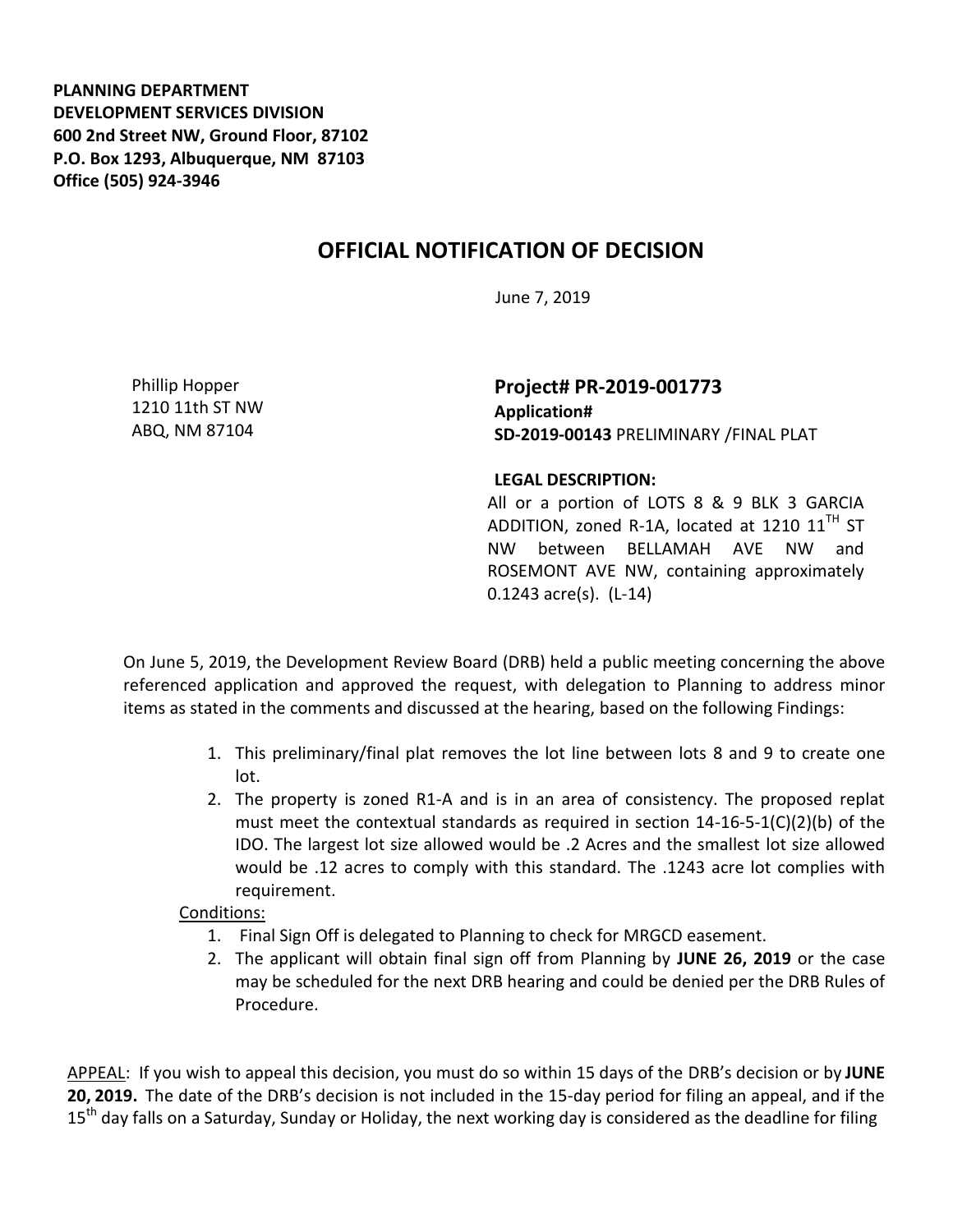**PLANNING DEPARTMENT**
**DEVELOPMENT SERVICES DIVISION**
**600 2nd Street NW, Ground Floor, 87102**
**P.O. Box 1293, Albuquerque, NM 87103**
**Office (505) 924-3946**

# OFFICIAL NOTIFICATION OF DECISION

June 7, 2019

Phillip Hopper
1210 11th ST NW
ABQ, NM 87104

**Project# PR-2019-001773**
**Application#**
**SD-2019-00143** PRELIMINARY /FINAL PLAT

**LEGAL DESCRIPTION:**
All or a portion of LOTS 8 & 9 BLK 3 GARCIA ADDITION, zoned R-1A, located at 1210 11TH ST NW between BELLAMAH AVE NW and ROSEMONT AVE NW, containing approximately 0.1243 acre(s). (L-14)

On June 5, 2019, the Development Review Board (DRB) held a public meeting concerning the above referenced application and approved the request, with delegation to Planning to address minor items as stated in the comments and discussed at the hearing, based on the following Findings:

1. This preliminary/final plat removes the lot line between lots 8 and 9 to create one lot.
2. The property is zoned R1-A and is in an area of consistency. The proposed replat must meet the contextual standards as required in section 14-16-5-1(C)(2)(b) of the IDO. The largest lot size allowed would be .2 Acres and the smallest lot size allowed would be .12 acres to comply with this standard. The .1243 acre lot complies with requirement.

Conditions:

1. Final Sign Off is delegated to Planning to check for MRGCD easement.
2. The applicant will obtain final sign off from Planning by **JUNE 26, 2019** or the case may be scheduled for the next DRB hearing and could be denied per the DRB Rules of Procedure.

APPEAL: If you wish to appeal this decision, you must do so within 15 days of the DRB's decision or by **JUNE 20, 2019.** The date of the DRB's decision is not included in the 15-day period for filing an appeal, and if the 15th day falls on a Saturday, Sunday or Holiday, the next working day is considered as the deadline for filing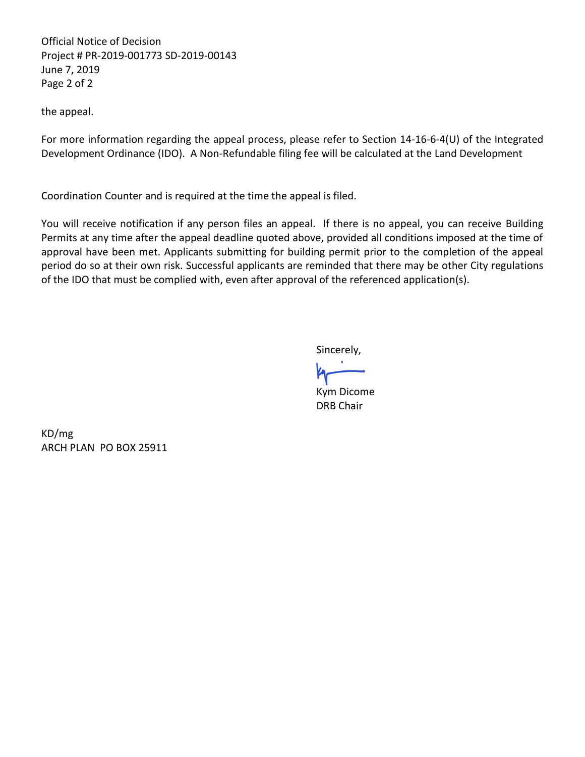the appeal.

For more information regarding the appeal process, please refer to Section 14-16-6-4(U) of the Integrated Development Ordinance (IDO). A Non-Refundable filing fee will be calculated at the Land Development

Coordination Counter and is required at the time the appeal is filed.

You will receive notification if any person files an appeal. If there is no appeal, you can receive Building Permits at any time after the appeal deadline quoted above, provided all conditions imposed at the time of approval have been met. Applicants submitting for building permit prior to the completion of the appeal period do so at their own risk. Successful applicants are reminded that there may be other City regulations of the IDO that must be complied with, even after approval of the referenced application(s).

Sincerely,

Kym Dicome
DRB Chair

KD/mg
ARCH PLAN PO BOX 25911